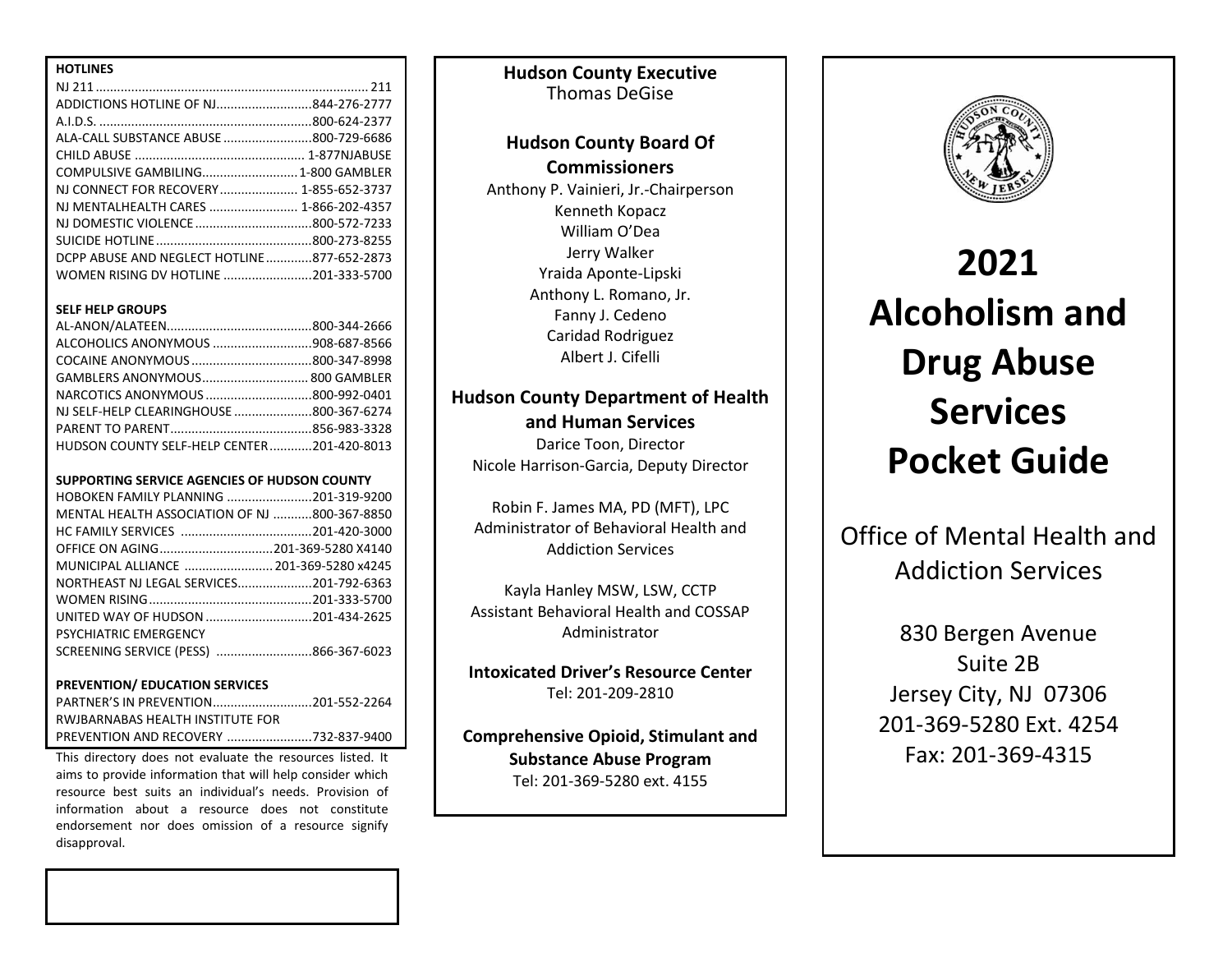**HOTLINES**

| | |
|---|---|
| NJ 211 | 211 |
| ADDICTIONS HOTLINE OF NJ | 844-276-2777 |
| A.I.D.S. | 800-624-2377 |
| ALA-CALL SUBSTANCE ABUSE | 800-729-6686 |
| CHILD ABUSE | 1-877NJABUSE |
| COMPULSIVE GAMBILING | 1-800 GAMBLER |
| NJ CONNECT FOR RECOVERY | 1-855-652-3737 |
| NJ MENTALHEALTH CARES | 1-866-202-4357 |
| NJ DOMESTIC VIOLENCE | 800-572-7233 |
| SUICIDE HOTLINE | 800-273-8255 |
| DCPP ABUSE AND NEGLECT HOTLINE | 877-652-2873 |
| WOMEN RISING DV HOTLINE | 201-333-5700 |

**SELF HELP GROUPS**

| | |
|---|---|
| AL-ANON/ALATEEN | 800-344-2666 |
| ALCOHOLICS ANONYMOUS | 908-687-8566 |
| COCAINE ANONYMOUS | 800-347-8998 |
| GAMBLERS ANONYMOUS | 800 GAMBLER |
| NARCOTICS ANONYMOUS | 800-992-0401 |
| NJ SELF-HELP CLEARINGHOUSE | 800-367-6274 |
| PARENT TO PARENT | 856-983-3328 |
| HUDSON COUNTY SELF-HELP CENTER | 201-420-8013 |

**SUPPORTING SERVICE AGENCIES OF HUDSON COUNTY**

| | |
|---|---|
| HOBOKEN FAMILY PLANNING | 201-319-9200 |
| MENTAL HEALTH ASSOCIATION OF NJ | 800-367-8850 |
| HC FAMILY SERVICES | 201-420-3000 |
| OFFICE ON AGING | 201-369-5280 X4140 |
| MUNICIPAL ALLIANCE | 201-369-5280 x4245 |
| NORTHEAST NJ LEGAL SERVICES | 201-792-6363 |
| WOMEN RISING | 201-333-5700 |
| UNITED WAY OF HUDSON | 201-434-2625 |
| PSYCHIATRIC EMERGENCY SCREENING SERVICE (PESS) | 866-367-6023 |

**PREVENTION/ EDUCATION SERVICES**

| | |
|---|---|
| PARTNER'S IN PREVENTION | 201-552-2264 |
| RWJBARNABAS HEALTH INSTITUTE FOR PREVENTION AND RECOVERY | 732-837-9400 |

This directory does not evaluate the resources listed. It aims to provide information that will help consider which resource best suits an individual's needs. Provision of information about a resource does not constitute endorsement nor does omission of a resource signify disapproval.

**Hudson County Executive**
Thomas DeGise

**Hudson County Board Of Commissioners**
Anthony P. Vainieri, Jr.-Chairperson
Kenneth Kopacz
William O'Dea
Jerry Walker
Yraida Aponte-Lipski
Anthony L. Romano, Jr.
Fanny J. Cedeno
Caridad Rodriguez
Albert J. Cifelli

**Hudson County Department of Health and Human Services**
Darice Toon, Director
Nicole Harrison-Garcia, Deputy Director

Robin F. James MA, PD (MFT), LPC
Administrator of Behavioral Health and Addiction Services

Kayla Hanley MSW, LSW, CCTP
Assistant Behavioral Health and COSSAP Administrator

**Intoxicated Driver's Resource Center**
Tel: 201-209-2810

**Comprehensive Opioid, Stimulant and Substance Abuse Program**
Tel: 201-369-5280 ext. 4155

# 2021 Alcoholism and Drug Abuse Services Pocket Guide

## Office of Mental Health and Addiction Services

830 Bergen Avenue
Suite 2B
Jersey City, NJ 07306
201-369-5280 Ext. 4254
Fax: 201-369-4315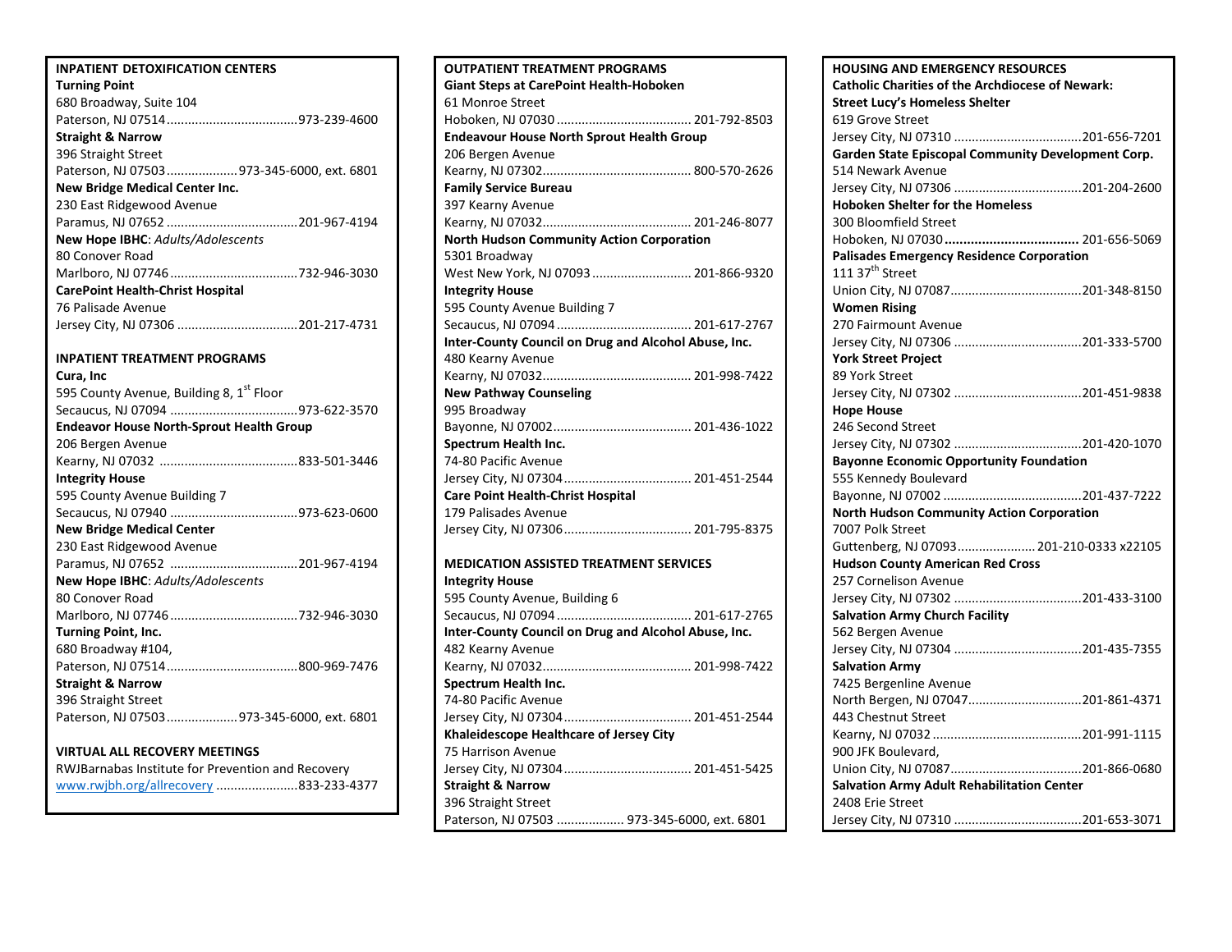## INPATIENT DETOXIFICATION CENTERS

**Turning Point**
680 Broadway, Suite 104
Paterson, NJ 07514 .................................... 973-239-4600

**Straight & Narrow**
396 Straight Street
Paterson, NJ 07503 .................... 973-345-6000, ext. 6801

**New Bridge Medical Center Inc.**
230 East Ridgewood Avenue
Paramus, NJ 07652 .................................... 201-967-4194

**New Hope IBHC**: *Adults/Adolescents*
80 Conover Road
Marlboro, NJ 07746 .................................... 732-946-3030

**CarePoint Health-Christ Hospital**
76 Palisade Avenue
Jersey City, NJ 07306 .................................. 201-217-4731

## INPATIENT TREATMENT PROGRAMS

**Cura, Inc**
595 County Avenue, Building 8, 1st Floor
Secaucus, NJ 07094 .................................... 973-622-3570

**Endeavor House North-Sprout Health Group**
206 Bergen Avenue
Kearny, NJ 07032 ....................................... 833-501-3446

**Integrity House**
595 County Avenue Building 7
Secaucus, NJ 07940 .................................... 973-623-0600

**New Bridge Medical Center**
230 East Ridgewood Avenue
Paramus, NJ 07652 .................................... 201-967-4194

**New Hope IBHC**: *Adults/Adolescents*
80 Conover Road
Marlboro, NJ 07746 .................................... 732-946-3030

**Turning Point, Inc.**
680 Broadway #104,
Paterson, NJ 07514 .................................... 800-969-7476

**Straight & Narrow**
396 Straight Street
Paterson, NJ 07503 .................... 973-345-6000, ext. 6801

## VIRTUAL ALL RECOVERY MEETINGS

RWJBarnabas Institute for Prevention and Recovery
www.rwjbh.org/allrecovery ....................... 833-233-4377

## OUTPATIENT TREATMENT PROGRAMS

**Giant Steps at CarePoint Health-Hoboken**
61 Monroe Street
Hoboken, NJ 07030 ...................................... 201-792-8503

**Endeavour House North Sprout Health Group**
206 Bergen Avenue
Kearny, NJ 07302 .......................................... 800-570-2626

**Family Service Bureau**
397 Kearny Avenue
Kearny, NJ 07032 .......................................... 201-246-8077

**North Hudson Community Action Corporation**
5301 Broadway
West New York, NJ 07093 ............................ 201-866-9320

**Integrity House**
595 County Avenue Building 7
Secaucus, NJ 07094 ...................................... 201-617-2767

**Inter-County Council on Drug and Alcohol Abuse, Inc.**
480 Kearny Avenue
Kearny, NJ 07032 .......................................... 201-998-7422

**New Pathway Counseling**
995 Broadway
Bayonne, NJ 07002 ....................................... 201-436-1022

**Spectrum Health Inc.**
74-80 Pacific Avenue
Jersey City, NJ 07304 .................................... 201-451-2544

**Care Point Health-Christ Hospital**
179 Palisades Avenue
Jersey City, NJ 07306 .................................... 201-795-8375

## MEDICATION ASSISTED TREATMENT SERVICES

**Integrity House**
595 County Avenue, Building 6
Secaucus, NJ 07094 ...................................... 201-617-2765

**Inter-County Council on Drug and Alcohol Abuse, Inc.**
482 Kearny Avenue
Kearny, NJ 07032 .......................................... 201-998-7422

**Spectrum Health Inc.**
74-80 Pacific Avenue
Jersey City, NJ 07304 .................................... 201-451-2544

**Khaleidescope Healthcare of Jersey City**
75 Harrison Avenue
Jersey City, NJ 07304 .................................... 201-451-5425

**Straight & Narrow**
396 Straight Street
Paterson, NJ 07503 ................... 973-345-6000, ext. 6801

## HOUSING AND EMERGENCY RESOURCES

**Catholic Charities of the Archdiocese of Newark:**
**Street Lucy's Homeless Shelter**
619 Grove Street
Jersey City, NJ 07310 .................................... 201-656-7201

**Garden State Episcopal Community Development Corp.**
514 Newark Avenue
Jersey City, NJ 07306 .................................... 201-204-2600

**Hoboken Shelter for the Homeless**
300 Bloomfield Street
Hoboken, NJ 07030 .................................... 201-656-5069

**Palisades Emergency Residence Corporation**
111 37th Street
Union City, NJ 07087 ..................................... 201-348-8150

**Women Rising**
270 Fairmount Avenue
Jersey City, NJ 07306 .................................... 201-333-5700

**York Street Project**
89 York Street
Jersey City, NJ 07302 .................................... 201-451-9838

**Hope House**
246 Second Street
Jersey City, NJ 07302 .................................... 201-420-1070

**Bayonne Economic Opportunity Foundation**
555 Kennedy Boulevard
Bayonne, NJ 07002 ....................................... 201-437-7222

**North Hudson Community Action Corporation**
7007 Polk Street
Guttenberg, NJ 07093 ...................... 201-210-0333 x22105

**Hudson County American Red Cross**
257 Cornelison Avenue
Jersey City, NJ 07302 .................................... 201-433-3100

**Salvation Army Church Facility**
562 Bergen Avenue
Jersey City, NJ 07304 .................................... 201-435-7355

**Salvation Army**
7425 Bergenline Avenue
North Bergen, NJ 07047 ................................ 201-861-4371
443 Chestnut Street
Kearny, NJ 07032 .......................................... 201-991-1115
900 JFK Boulevard,
Union City, NJ 07087 ..................................... 201-866-0680

**Salvation Army Adult Rehabilitation Center**
2408 Erie Street
Jersey City, NJ 07310 .................................... 201-653-3071